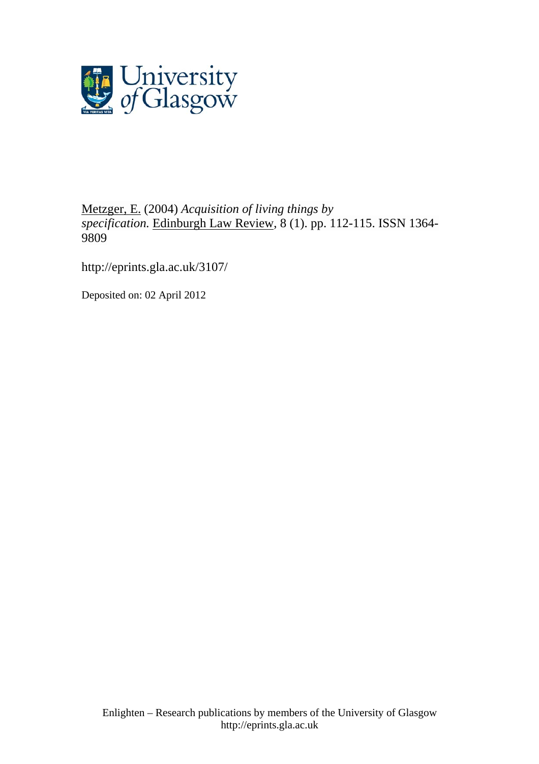Metzger, E. (2004) *Acquisition of living things by specification.* Edinburgh Law Review, 8 (1). pp. 112-115. ISSN 1364-9809

http://eprints.gla.ac.uk/3107/

Deposited on: 02 April 2012

Enlighten – Research publications by members of the University of Glasgow
http://eprints.gla.ac.uk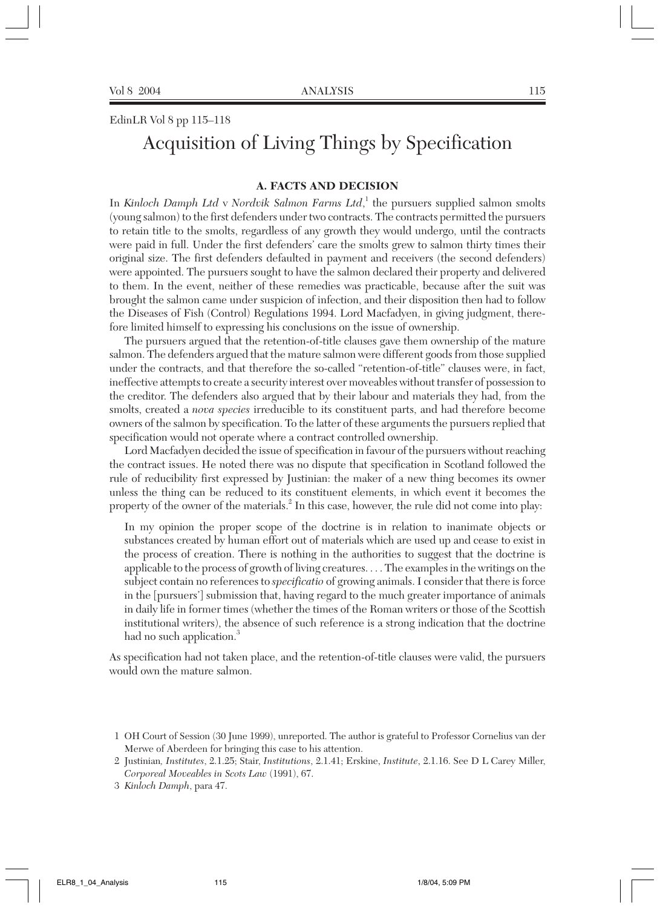EdinLR Vol 8 pp 115–118

# Acquisition of Living Things by Specification

## A. FACTS AND DECISION

In *Kinloch Damph Ltd* v *Nordvik Salmon Farms Ltd*,[1] the pursuers supplied salmon smolts (young salmon) to the first defenders under two contracts. The contracts permitted the pursuers to retain title to the smolts, regardless of any growth they would undergo, until the contracts were paid in full. Under the first defenders' care the smolts grew to salmon thirty times their original size. The first defenders defaulted in payment and receivers (the second defenders) were appointed. The pursuers sought to have the salmon declared their property and delivered to them. In the event, neither of these remedies was practicable, because after the suit was brought the salmon came under suspicion of infection, and their disposition then had to follow the Diseases of Fish (Control) Regulations 1994. Lord Macfadyen, in giving judgment, therefore limited himself to expressing his conclusions on the issue of ownership.

The pursuers argued that the retention-of-title clauses gave them ownership of the mature salmon. The defenders argued that the mature salmon were different goods from those supplied under the contracts, and that therefore the so-called "retention-of-title" clauses were, in fact, ineffective attempts to create a security interest over moveables without transfer of possession to the creditor. The defenders also argued that by their labour and materials they had, from the smolts, created a *nova species* irreducible to its constituent parts, and had therefore become owners of the salmon by specification. To the latter of these arguments the pursuers replied that specification would not operate where a contract controlled ownership.

Lord Macfadyen decided the issue of specification in favour of the pursuers without reaching the contract issues. He noted there was no dispute that specification in Scotland followed the rule of reducibility first expressed by Justinian: the maker of a new thing becomes its owner unless the thing can be reduced to its constituent elements, in which event it becomes the property of the owner of the materials.[2] In this case, however, the rule did not come into play:

> In my opinion the proper scope of the doctrine is in relation to inanimate objects or substances created by human effort out of materials which are used up and cease to exist in the process of creation. There is nothing in the authorities to suggest that the doctrine is applicable to the process of growth of living creatures. . . . The examples in the writings on the subject contain no references to *specificatio* of growing animals. I consider that there is force in the [pursuers'] submission that, having regard to the much greater importance of animals in daily life in former times (whether the times of the Roman writers or those of the Scottish institutional writers), the absence of such reference is a strong indication that the doctrine had no such application.[3]

As specification had not taken place, and the retention-of-title clauses were valid, the pursuers would own the mature salmon.

---

1 OH Court of Session (30 June 1999), unreported. The author is grateful to Professor Cornelius van der Merwe of Aberdeen for bringing this case to his attention.

2 Justinian, *Institutes*, 2.1.25; Stair, *Institutions*, 2.1.41; Erskine, *Institute*, 2.1.16. See D L Carey Miller, *Corporeal Moveables in Scots Law* (1991), 67.

3 *Kinloch Damph*, para 47.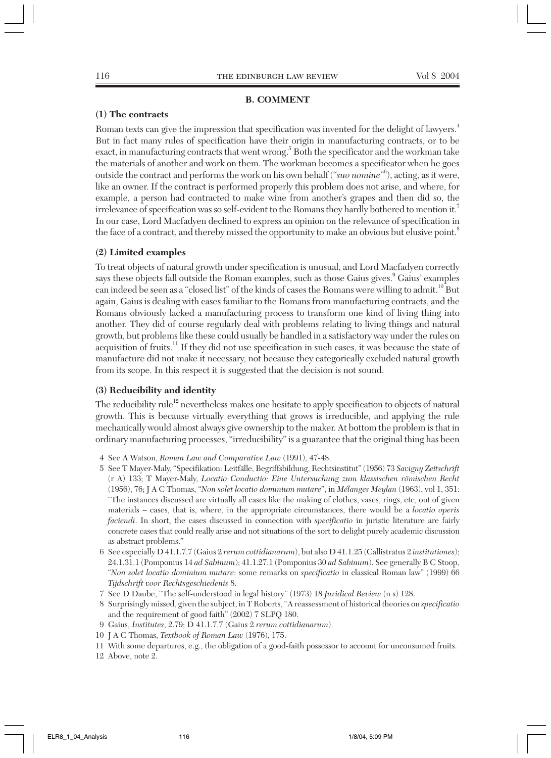## B. COMMENT

### (1) The contracts

Roman texts can give the impression that specification was invented for the delight of lawyers.[4] But in fact many rules of specification have their origin in manufacturing contracts, or to be exact, in manufacturing contracts that went wrong.[5] Both the specificator and the workman take the materials of another and work on them. The workman becomes a specificator when he goes outside the contract and performs the work on his own behalf ("*suo nomine*"[6]), acting, as it were, like an owner. If the contract is performed properly this problem does not arise, and where, for example, a person had contracted to make wine from another's grapes and then did so, the irrelevance of specification was so self-evident to the Romans they hardly bothered to mention it.[7] In our case, Lord Macfadyen declined to express an opinion on the relevance of specification in the face of a contract, and thereby missed the opportunity to make an obvious but elusive point.[8]

### (2) Limited examples

To treat objects of natural growth under specification is unusual, and Lord Macfadyen correctly says these objects fall outside the Roman examples, such as those Gaius gives.[9] Gaius' examples can indeed be seen as a "closed list" of the kinds of cases the Romans were willing to admit.[10] But again, Gaius is dealing with cases familiar to the Romans from manufacturing contracts, and the Romans obviously lacked a manufacturing process to transform one kind of living thing into another. They did of course regularly deal with problems relating to living things and natural growth, but problems like these could usually be handled in a satisfactory way under the rules on acquisition of fruits.[11] If they did not use specification in such cases, it was because the state of manufacture did not make it necessary, not because they categorically excluded natural growth from its scope. In this respect it is suggested that the decision is not sound.

### (3) Reducibility and identity

The reducibility rule[12] nevertheless makes one hesitate to apply specification to objects of natural growth. This is because virtually everything that grows is irreducible, and applying the rule mechanically would almost always give ownership to the maker. At bottom the problem is that in ordinary manufacturing processes, "irreducibility" is a guarantee that the original thing has been

4 See A Watson, *Roman Law and Comparative Law* (1991), 47-48.

5 See T Mayer-Maly, "Specifikation: Leitfälle, Begriffsbildung, Rechtsinstitut" (1956) 73 *Savigny Zeitschrift* (r A) 133; T Mayer-Maly, *Locatio Conductio: Eine Untersuchung zum klassischen römischen Recht* (1956), 76; J A C Thomas, "*Non solet locatio dominium mutare*", in *Mélanges Meylan* (1963), vol 1, 351: "The instances discussed are virtually all cases like the making of clothes, vases, rings, etc, out of given materials – cases, that is, where, in the appropriate circumstances, there would be a *locatio operis faciendi*. In short, the cases discussed in connection with *specificatio* in juristic literature are fairly concrete cases that could really arise and not situations of the sort to delight purely academic discussion as abstract problems."

6 See especially D 41.1.7.7 (Gaius 2 *rerum cottidianarum*), but also D 41.1.25 (Callistratus 2 *institutiones*); 24.1.31.1 (Pomponius 14 *ad Sabinum*); 41.1.27.1 (Pomponius 30 *ad Sabinum*). See generally B C Stoop, "*Non solet locatio dominium mutare*: some remarks on *specificatio* in classical Roman law" (1999) 66 *Tijdschrift voor Rechtsgeschiedenis* 8.

7 See D Daube, "The self-understood in legal history" (1973) 18 *Juridical Review* (n s) 128.

8 Surprisingly missed, given the subject, in T Roberts, "A reassessment of historical theories on *specificatio* and the requirement of good faith" (2002) 7 SLPQ 180.

9 Gaius, *Institutes*, 2.79; D 41.1.7.7 (Gaius 2 *rerum cottidianarum*).

10 J A C Thomas, *Textbook of Roman Law* (1976), 175.

11 With some departures, e.g., the obligation of a good-faith possessor to account for unconsumed fruits.

12 Above, note 2.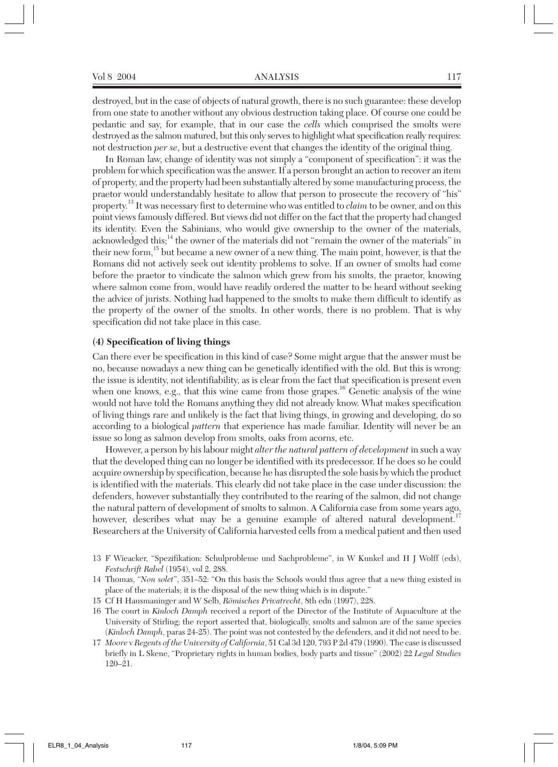destroyed, but in the case of objects of natural growth, there is no such guarantee: these develop from one state to another without any obvious destruction taking place. Of course one could be pedantic and say, for example, that in our case the *cells* which comprised the smolts were destroyed as the salmon matured, but this only serves to highlight what specification really requires: not destruction *per se*, but a destructive event that changes the identity of the original thing.

In Roman law, change of identity was not simply a "component of specification": it was the problem for which specification was the answer. If a person brought an action to recover an item of property, and the property had been substantially altered by some manufacturing process, the praetor would understandably hesitate to allow that person to prosecute the recovery of "his" property.[13] It was necessary first to determine who was entitled to *claim* to be owner, and on this point views famously differed. But views did not differ on the fact that the property had changed its identity. Even the Sabinians, who would give ownership to the owner of the materials, acknowledged this;[14] the owner of the materials did not "remain the owner of the materials" in their new form,[15] but became a new owner of a new thing. The main point, however, is that the Romans did not actively seek out identity problems to solve. If an owner of smolts had come before the praetor to vindicate the salmon which grew from his smolts, the praetor, knowing where salmon come from, would have readily ordered the matter to be heard without seeking the advice of jurists. Nothing had happened to the smolts to make them difficult to identify as the property of the owner of the smolts. In other words, there is no problem. That is why specification did not take place in this case.

### (4) Specification of living things

Can there ever be specification in this kind of case? Some might argue that the answer must be no, because nowadays a new thing can be genetically identified with the old. But this is wrong: the issue is identity, not identifiability, as is clear from the fact that specification is present even when one knows, e.g., that this wine came from those grapes.[16] Genetic analysis of the wine would not have told the Romans anything they did not already know. What makes specification of living things rare and unlikely is the fact that living things, in growing and developing, do so according to a biological *pattern* that experience has made familiar. Identity will never be an issue so long as salmon develop from smolts, oaks from acorns, etc.

However, a person by his labour might *alter the natural pattern of development* in such a way that the developed thing can no longer be identified with its predecessor. If he does so he could acquire ownership by specification, because he has disrupted the sole basis by which the product is identified with the materials. This clearly did not take place in the case under discussion: the defenders, however substantially they contributed to the rearing of the salmon, did not change the natural pattern of development of smolts to salmon. A California case from some years ago, however, describes what may be a genuine example of altered natural development.[17] Researchers at the University of California harvested cells from a medical patient and then used

13 F Wieacker, "Spezifikation: Schulprobleme und Sachprobleme", in W Kunkel and H J Wolff (eds), *Festschrift Rabel* (1954), vol 2, 288.

14 Thomas, "*Non solet*", 351–52: "On this basis the Schools would thus agree that a new thing existed in place of the materials; it is the disposal of the new thing which is in dispute."

15 Cf H Hausmaninger and W Selb, *Römisches Privatrecht*, 8th edn (1997), 228.

16 The court in *Kinloch Damph* received a report of the Director of the Institute of Aquaculture at the University of Stirling; the report asserted that, biologically, smolts and salmon are of the same species (*Kinloch Damph*, paras 24-25). The point was not contested by the defenders, and it did not need to be.

17 *Moore* v *Regents of the University of California*, 51 Cal 3d 120, 793 P 2d 479 (1990). The case is discussed briefly in L Skene, "Proprietary rights in human bodies, body parts and tissue" (2002) 22 *Legal Studies* 120–21.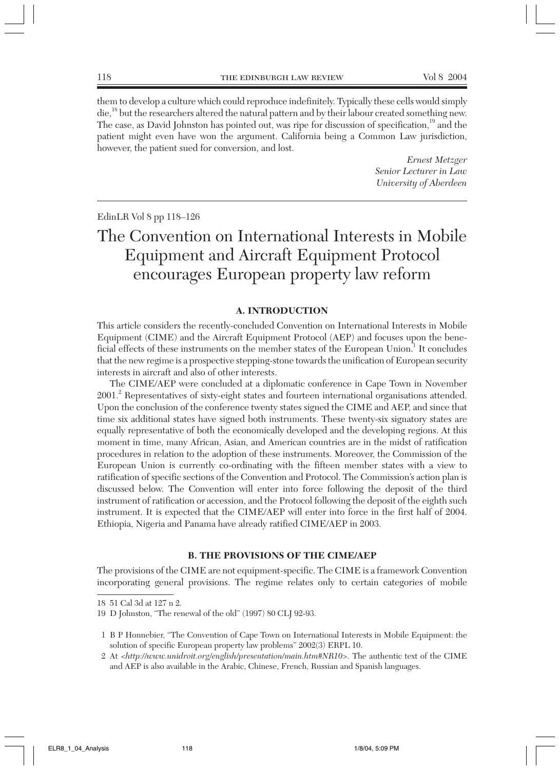them to develop a culture which could reproduce indefinitely. Typically these cells would simply die,[18] but the researchers altered the natural pattern and by their labour created something new. The case, as David Johnston has pointed out, was ripe for discussion of specification,[19] and the patient might even have won the argument. California being a Common Law jurisdiction, however, the patient sued for conversion, and lost.

*Ernest Metzger*
*Senior Lecturer in Law*
*University of Aberdeen*

---

EdinLR Vol 8 pp 118–126

# The Convention on International Interests in Mobile Equipment and Aircraft Equipment Protocol encourages European property law reform

## A. INTRODUCTION

This article considers the recently-concluded Convention on International Interests in Mobile Equipment (CIME) and the Aircraft Equipment Protocol (AEP) and focuses upon the beneficial effects of these instruments on the member states of the European Union.[1] It concludes that the new regime is a prospective stepping-stone towards the unification of European security interests in aircraft and also of other interests.

The CIME/AEP were concluded at a diplomatic conference in Cape Town in November 2001.[2] Representatives of sixty-eight states and fourteen international organisations attended. Upon the conclusion of the conference twenty states signed the CIME and AEP, and since that time six additional states have signed both instruments. These twenty-six signatory states are equally representative of both the economically developed and the developing regions. At this moment in time, many African, Asian, and American countries are in the midst of ratification procedures in relation to the adoption of these instruments. Moreover, the Commission of the European Union is currently co-ordinating with the fifteen member states with a view to ratification of specific sections of the Convention and Protocol. The Commission's action plan is discussed below. The Convention will enter into force following the deposit of the third instrument of ratification or accession, and the Protocol following the deposit of the eighth such instrument. It is expected that the CIME/AEP will enter into force in the first half of 2004. Ethiopia, Nigeria and Panama have already ratified CIME/AEP in 2003.

## B. THE PROVISIONS OF THE CIME/AEP

The provisions of the CIME are not equipment-specific. The CIME is a framework Convention incorporating general provisions. The regime relates only to certain categories of mobile

---

18 51 Cal 3d at 127 n 2.

19 D Johnston, "The renewal of the old" (1997) 80 CLJ 92-93.

1 B P Honnebier, "The Convention of Cape Town on International Interests in Mobile Equipment: the solution of specific European property law problems" 2002(3) ERPL 10.

2 At <http://www.unidroit.org/english/presentation/main.htm#NR10>. The authentic text of the CIME and AEP is also available in the Arabic, Chinese, French, Russian and Spanish languages.